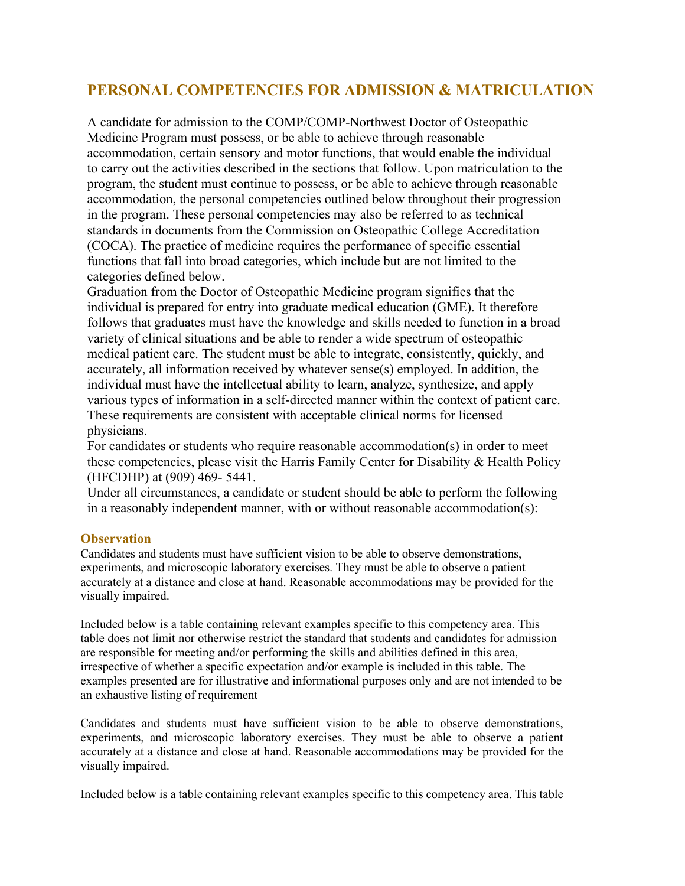## PERSONAL COMPETENCIES FOR ADMISSION & MATRICULATION

A candidate for admission to the COMP/COMP-Northwest Doctor of Osteopathic Medicine Program must possess, or be able to achieve through reasonable accommodation, certain sensory and motor functions, that would enable the individual to carry out the activities described in the sections that follow. Upon matriculation to the program, the student must continue to possess, or be able to achieve through reasonable accommodation, the personal competencies outlined below throughout their progression in the program. These personal competencies may also be referred to as technical standards in documents from the Commission on Osteopathic College Accreditation (COCA). The practice of medicine requires the performance of specific essential functions that fall into broad categories, which include but are not limited to the categories defined below.

Graduation from the Doctor of Osteopathic Medicine program signifies that the individual is prepared for entry into graduate medical education (GME). It therefore follows that graduates must have the knowledge and skills needed to function in a broad variety of clinical situations and be able to render a wide spectrum of osteopathic medical patient care. The student must be able to integrate, consistently, quickly, and accurately, all information received by whatever sense(s) employed. In addition, the individual must have the intellectual ability to learn, analyze, synthesize, and apply various types of information in a self-directed manner within the context of patient care. These requirements are consistent with acceptable clinical norms for licensed physicians.

For candidates or students who require reasonable accommodation(s) in order to meet these competencies, please visit the Harris Family Center for Disability & Health Policy (HFCDHP) at (909) 469- 5441.

Under all circumstances, a candidate or student should be able to perform the following in a reasonably independent manner, with or without reasonable accommodation(s):

### Observation

Candidates and students must have sufficient vision to be able to observe demonstrations, experiments, and microscopic laboratory exercises. They must be able to observe a patient accurately at a distance and close at hand. Reasonable accommodations may be provided for the visually impaired.

Included below is a table containing relevant examples specific to this competency area. This table does not limit nor otherwise restrict the standard that students and candidates for admission are responsible for meeting and/or performing the skills and abilities defined in this area, irrespective of whether a specific expectation and/or example is included in this table. The examples presented are for illustrative and informational purposes only and are not intended to be an exhaustive listing of requirement

Candidates and students must have sufficient vision to be able to observe demonstrations, experiments, and microscopic laboratory exercises. They must be able to observe a patient accurately at a distance and close at hand. Reasonable accommodations may be provided for the visually impaired.

Included below is a table containing relevant examples specific to this competency area. This table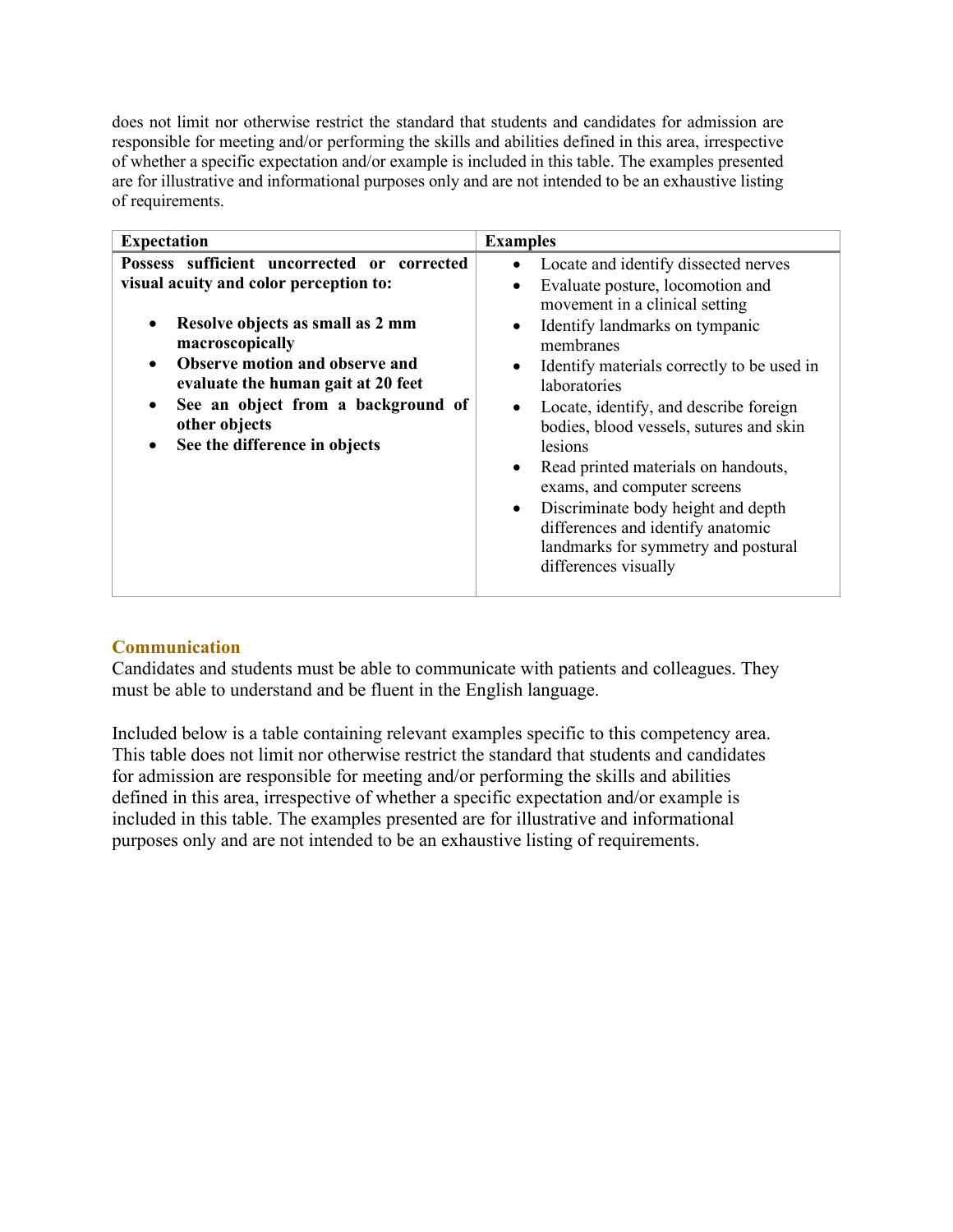does not limit nor otherwise restrict the standard that students and candidates for admission are responsible for meeting and/or performing the skills and abilities defined in this area, irrespective of whether a specific expectation and/or example is included in this table. The examples presented are for illustrative and informational purposes only and are not intended to be an exhaustive listing of requirements.

| Expectation | Examples |
|---|---|
| **Possess sufficient uncorrected or corrected visual acuity and color perception to:**<br><br>• **Resolve objects as small as 2 mm macroscopically**<br>• **Observe motion and observe and evaluate the human gait at 20 feet**<br>• **See an object from a background of other objects**<br>• **See the difference in objects** | • Locate and identify dissected nerves<br>• Evaluate posture, locomotion and movement in a clinical setting<br>• Identify landmarks on tympanic membranes<br>• Identify materials correctly to be used in laboratories<br>• Locate, identify, and describe foreign bodies, blood vessels, sutures and skin lesions<br>• Read printed materials on handouts, exams, and computer screens<br>• Discriminate body height and depth differences and identify anatomic landmarks for symmetry and postural differences visually |

## Communication

Candidates and students must be able to communicate with patients and colleagues. They must be able to understand and be fluent in the English language.

Included below is a table containing relevant examples specific to this competency area. This table does not limit nor otherwise restrict the standard that students and candidates for admission are responsible for meeting and/or performing the skills and abilities defined in this area, irrespective of whether a specific expectation and/or example is included in this table. The examples presented are for illustrative and informational purposes only and are not intended to be an exhaustive listing of requirements.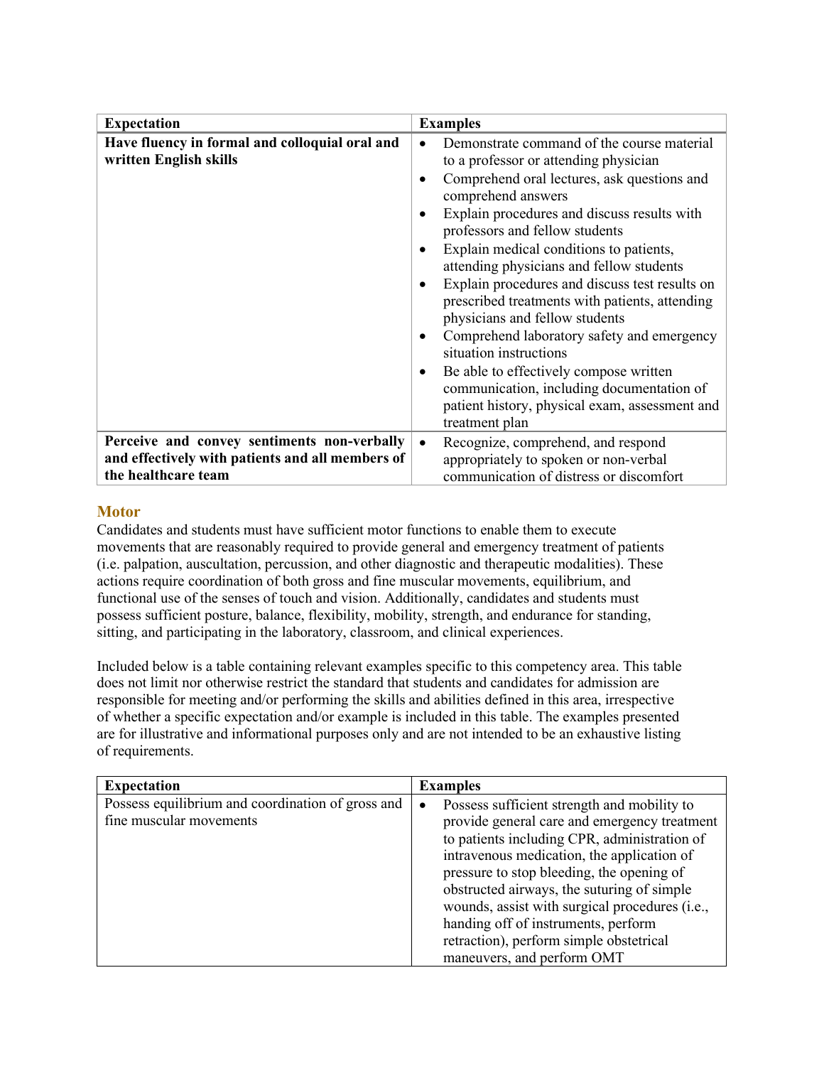| Expectation | Examples |
|---|---|
| **Have fluency in formal and colloquial oral and written English skills** | • Demonstrate command of the course material to a professor or attending physician<br>• Comprehend oral lectures, ask questions and comprehend answers<br>• Explain procedures and discuss results with professors and fellow students<br>• Explain medical conditions to patients, attending physicians and fellow students<br>• Explain procedures and discuss test results on prescribed treatments with patients, attending physicians and fellow students<br>• Comprehend laboratory safety and emergency situation instructions<br>• Be able to effectively compose written communication, including documentation of patient history, physical exam, assessment and treatment plan |
| **Perceive and convey sentiments non-verbally and effectively with patients and all members of the healthcare team** | • Recognize, comprehend, and respond appropriately to spoken or non-verbal communication of distress or discomfort |

## Motor

Candidates and students must have sufficient motor functions to enable them to execute movements that are reasonably required to provide general and emergency treatment of patients (i.e. palpation, auscultation, percussion, and other diagnostic and therapeutic modalities). These actions require coordination of both gross and fine muscular movements, equilibrium, and functional use of the senses of touch and vision. Additionally, candidates and students must possess sufficient posture, balance, flexibility, mobility, strength, and endurance for standing, sitting, and participating in the laboratory, classroom, and clinical experiences.

Included below is a table containing relevant examples specific to this competency area. This table does not limit nor otherwise restrict the standard that students and candidates for admission are responsible for meeting and/or performing the skills and abilities defined in this area, irrespective of whether a specific expectation and/or example is included in this table. The examples presented are for illustrative and informational purposes only and are not intended to be an exhaustive listing of requirements.

| Expectation | Examples |
|---|---|
| Possess equilibrium and coordination of gross and fine muscular movements | • Possess sufficient strength and mobility to provide general care and emergency treatment to patients including CPR, administration of intravenous medication, the application of pressure to stop bleeding, the opening of obstructed airways, the suturing of simple wounds, assist with surgical procedures (i.e., handing off of instruments, perform retraction), perform simple obstetrical maneuvers, and perform OMT |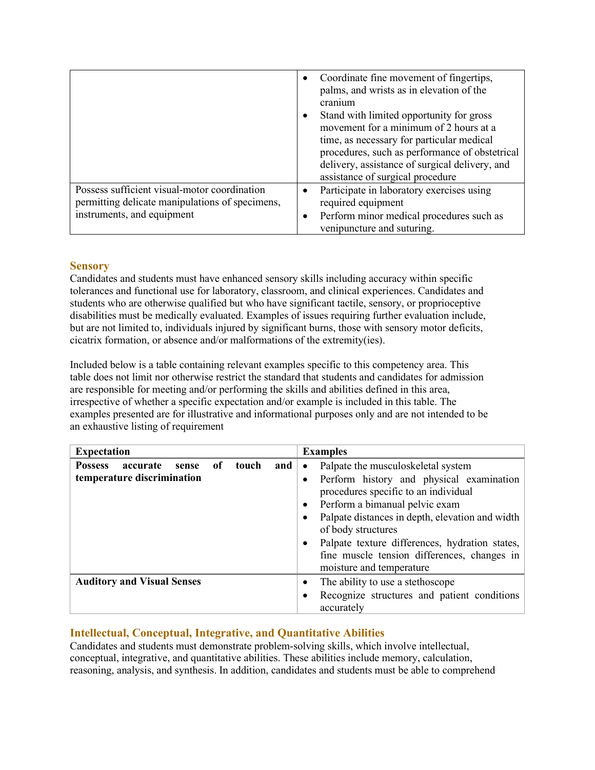| | |
|---|---|
| | • Coordinate fine movement of fingertips, palms, and wrists as in elevation of the cranium<br>• Stand with limited opportunity for gross movement for a minimum of 2 hours at a time, as necessary for particular medical procedures, such as performance of obstetrical delivery, assistance of surgical delivery, and assistance of surgical procedure |
| Possess sufficient visual-motor coordination permitting delicate manipulations of specimens, instruments, and equipment | • Participate in laboratory exercises using required equipment<br>• Perform minor medical procedures such as venipuncture and suturing. |

## Sensory

Candidates and students must have enhanced sensory skills including accuracy within specific tolerances and functional use for laboratory, classroom, and clinical experiences. Candidates and students who are otherwise qualified but who have significant tactile, sensory, or proprioceptive disabilities must be medically evaluated. Examples of issues requiring further evaluation include, but are not limited to, individuals injured by significant burns, those with sensory motor deficits, cicatrix formation, or absence and/or malformations of the extremity(ies).

Included below is a table containing relevant examples specific to this competency area. This table does not limit nor otherwise restrict the standard that students and candidates for admission are responsible for meeting and/or performing the skills and abilities defined in this area, irrespective of whether a specific expectation and/or example is included in this table. The examples presented are for illustrative and informational purposes only and are not intended to be an exhaustive listing of requirement

| Expectation | Examples |
|---|---|
| **Possess accurate sense of touch and temperature discrimination** | • Palpate the musculoskeletal system<br>• Perform history and physical examination procedures specific to an individual<br>• Perform a bimanual pelvic exam<br>• Palpate distances in depth, elevation and width of body structures<br>• Palpate texture differences, hydration states, fine muscle tension differences, changes in moisture and temperature |
| **Auditory and Visual Senses** | • The ability to use a stethoscope<br>• Recognize structures and patient conditions accurately |

## Intellectual, Conceptual, Integrative, and Quantitative Abilities

Candidates and students must demonstrate problem-solving skills, which involve intellectual, conceptual, integrative, and quantitative abilities. These abilities include memory, calculation, reasoning, analysis, and synthesis. In addition, candidates and students must be able to comprehend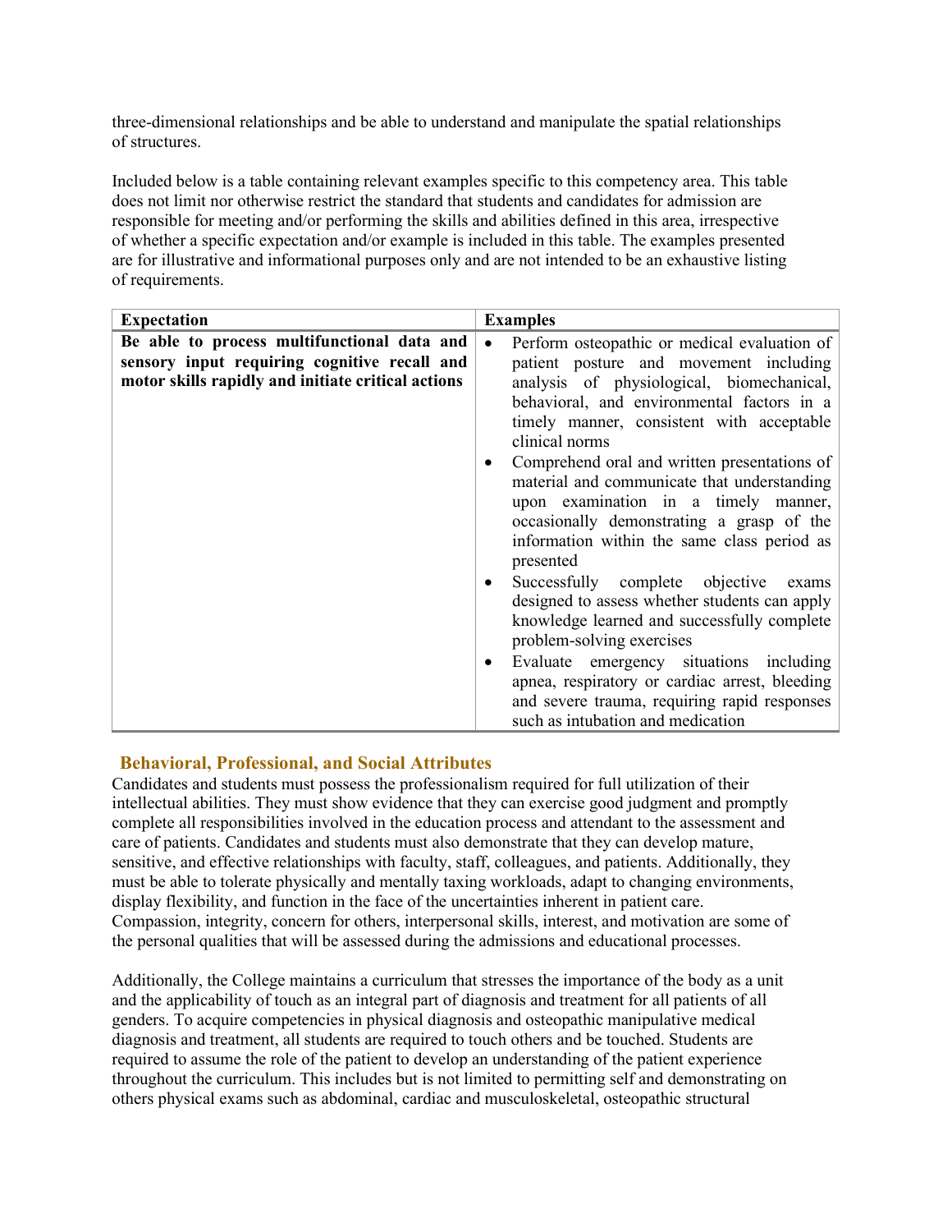three-dimensional relationships and be able to understand and manipulate the spatial relationships of structures.

Included below is a table containing relevant examples specific to this competency area. This table does not limit nor otherwise restrict the standard that students and candidates for admission are responsible for meeting and/or performing the skills and abilities defined in this area, irrespective of whether a specific expectation and/or example is included in this table. The examples presented are for illustrative and informational purposes only and are not intended to be an exhaustive listing of requirements.

| Expectation | Examples |
| --- | --- |
| **Be able to process multifunctional data and sensory input requiring cognitive recall and motor skills rapidly and initiate critical actions** | • Perform osteopathic or medical evaluation of patient posture and movement including analysis of physiological, biomechanical, behavioral, and environmental factors in a timely manner, consistent with acceptable clinical norms<br>• Comprehend oral and written presentations of material and communicate that understanding upon examination in a timely manner, occasionally demonstrating a grasp of the information within the same class period as presented<br>• Successfully complete objective exams designed to assess whether students can apply knowledge learned and successfully complete problem-solving exercises<br>• Evaluate emergency situations including apnea, respiratory or cardiac arrest, bleeding and severe trauma, requiring rapid responses such as intubation and medication |

## Behavioral, Professional, and Social Attributes

Candidates and students must possess the professionalism required for full utilization of their intellectual abilities. They must show evidence that they can exercise good judgment and promptly complete all responsibilities involved in the education process and attendant to the assessment and care of patients. Candidates and students must also demonstrate that they can develop mature, sensitive, and effective relationships with faculty, staff, colleagues, and patients. Additionally, they must be able to tolerate physically and mentally taxing workloads, adapt to changing environments, display flexibility, and function in the face of the uncertainties inherent in patient care. Compassion, integrity, concern for others, interpersonal skills, interest, and motivation are some of the personal qualities that will be assessed during the admissions and educational processes.

Additionally, the College maintains a curriculum that stresses the importance of the body as a unit and the applicability of touch as an integral part of diagnosis and treatment for all patients of all genders. To acquire competencies in physical diagnosis and osteopathic manipulative medical diagnosis and treatment, all students are required to touch others and be touched. Students are required to assume the role of the patient to develop an understanding of the patient experience throughout the curriculum. This includes but is not limited to permitting self and demonstrating on others physical exams such as abdominal, cardiac and musculoskeletal, osteopathic structural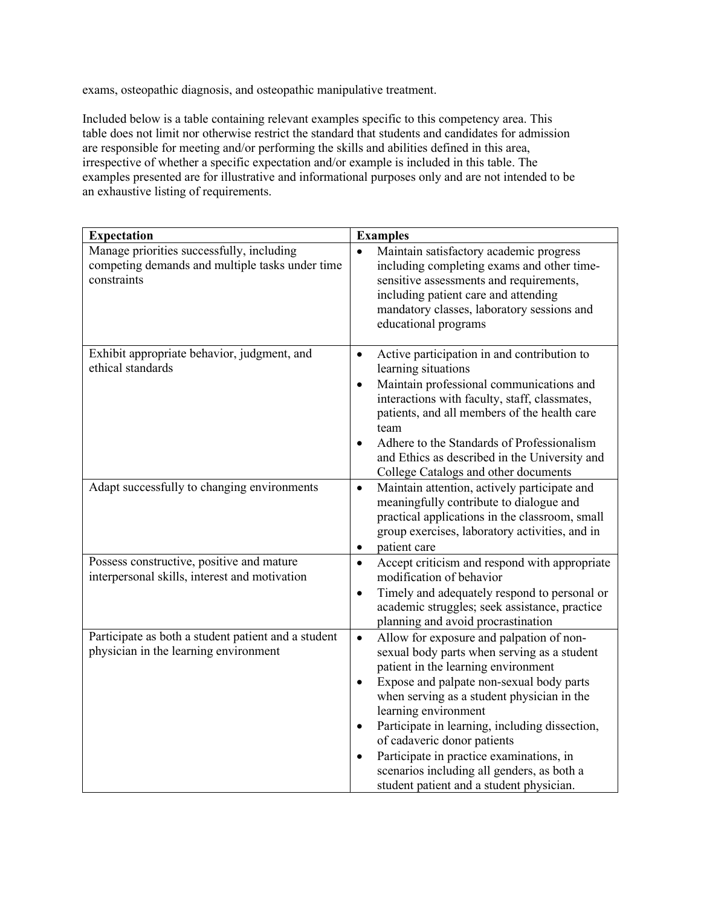exams, osteopathic diagnosis, and osteopathic manipulative treatment.

Included below is a table containing relevant examples specific to this competency area. This table does not limit nor otherwise restrict the standard that students and candidates for admission are responsible for meeting and/or performing the skills and abilities defined in this area, irrespective of whether a specific expectation and/or example is included in this table. The examples presented are for illustrative and informational purposes only and are not intended to be an exhaustive listing of requirements.

| **Expectation** | **Examples** |
|---|---|
| Manage priorities successfully, including competing demands and multiple tasks under time constraints | • Maintain satisfactory academic progress including completing exams and other time-sensitive assessments and requirements, including patient care and attending mandatory classes, laboratory sessions and educational programs |
| Exhibit appropriate behavior, judgment, and ethical standards | • Active participation in and contribution to learning situations<br>• Maintain professional communications and interactions with faculty, staff, classmates, patients, and all members of the health care team<br>• Adhere to the Standards of Professionalism and Ethics as described in the University and College Catalogs and other documents |
| Adapt successfully to changing environments | • Maintain attention, actively participate and meaningfully contribute to dialogue and practical applications in the classroom, small group exercises, laboratory activities, and in<br>• patient care |
| Possess constructive, positive and mature interpersonal skills, interest and motivation | • Accept criticism and respond with appropriate modification of behavior<br>• Timely and adequately respond to personal or academic struggles; seek assistance, practice planning and avoid procrastination |
| Participate as both a student patient and a student physician in the learning environment | • Allow for exposure and palpation of non-sexual body parts when serving as a student patient in the learning environment<br>• Expose and palpate non-sexual body parts when serving as a student physician in the learning environment<br>• Participate in learning, including dissection, of cadaveric donor patients<br>• Participate in practice examinations, in scenarios including all genders, as both a student patient and a student physician. |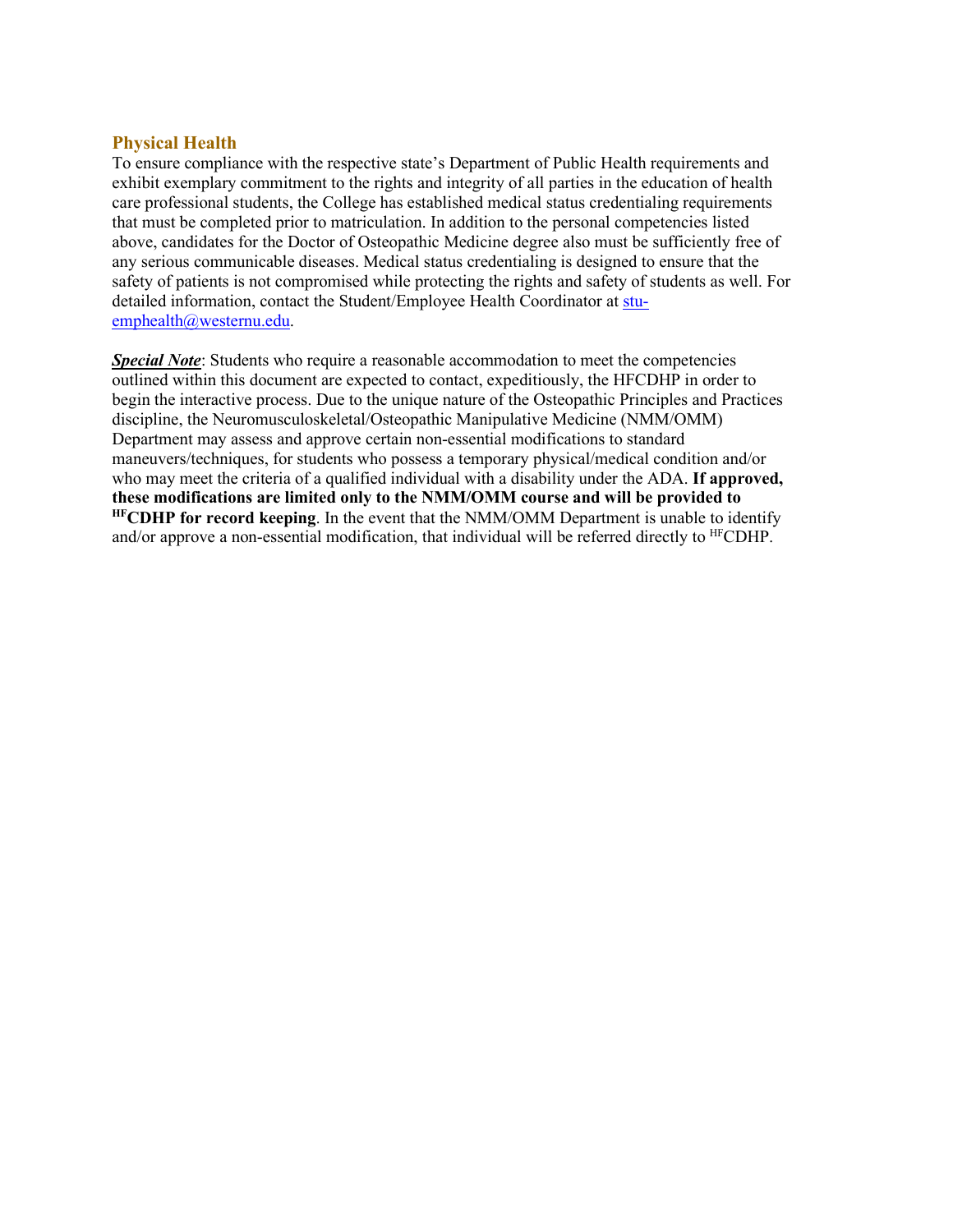## Physical Health

To ensure compliance with the respective state's Department of Public Health requirements and exhibit exemplary commitment to the rights and integrity of all parties in the education of health care professional students, the College has established medical status credentialing requirements that must be completed prior to matriculation. In addition to the personal competencies listed above, candidates for the Doctor of Osteopathic Medicine degree also must be sufficiently free of any serious communicable diseases. Medical status credentialing is designed to ensure that the safety of patients is not compromised while protecting the rights and safety of students as well. For detailed information, contact the Student/Employee Health Coordinator at stu-emphealth@westernu.edu.

***Special Note***: Students who require a reasonable accommodation to meet the competencies outlined within this document are expected to contact, expeditiously, the HFCDHP in order to begin the interactive process. Due to the unique nature of the Osteopathic Principles and Practices discipline, the Neuromusculoskeletal/Osteopathic Manipulative Medicine (NMM/OMM) Department may assess and approve certain non-essential modifications to standard maneuvers/techniques, for students who possess a temporary physical/medical condition and/or who may meet the criteria of a qualified individual with a disability under the ADA. **If approved, these modifications are limited only to the NMM/OMM course and will be provided to HFCDHP for record keeping**. In the event that the NMM/OMM Department is unable to identify and/or approve a non-essential modification, that individual will be referred directly to HFCDHP.